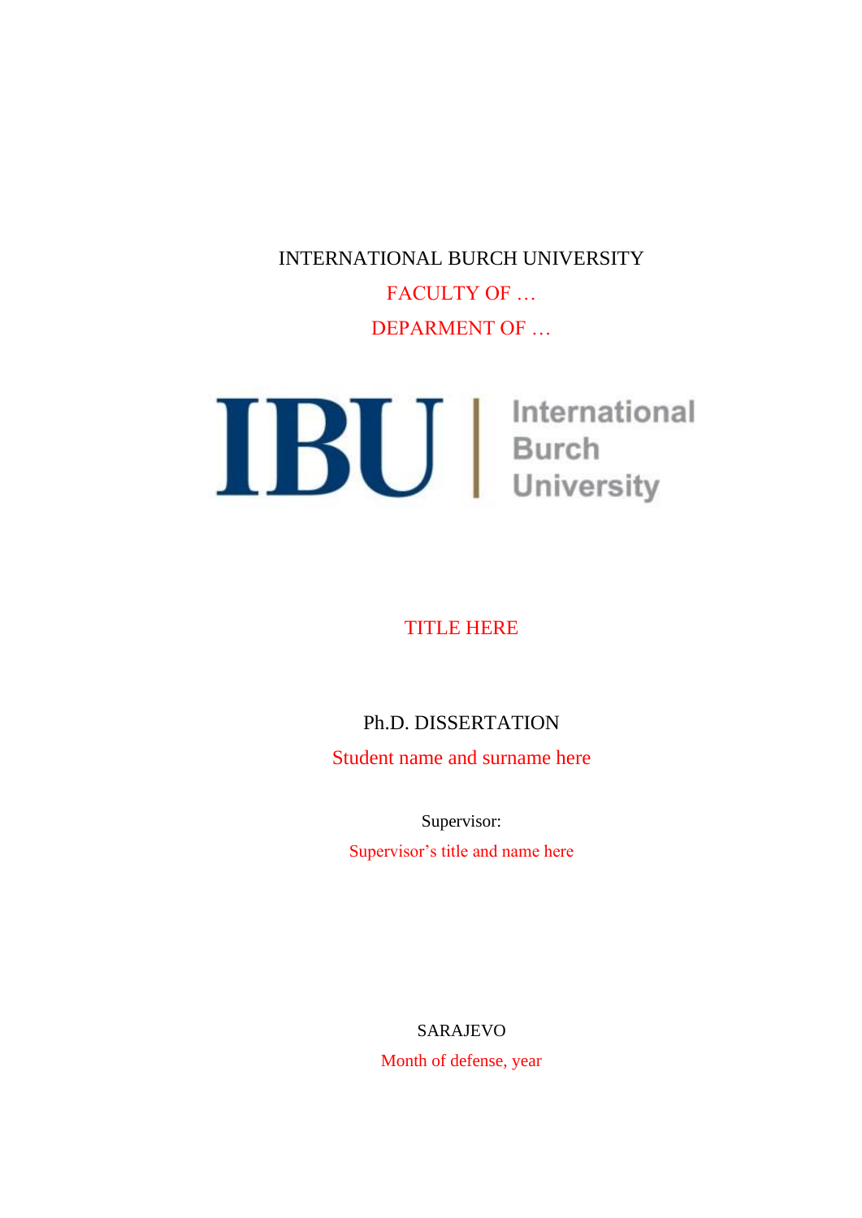INTERNATIONAL BURCH UNIVERSITY

FACULTY OF …

DEPARMENT OF …

IBU | International Burch University

TITLE HERE

Ph.D. DISSERTATION

Student name and surname here

Supervisor:

Supervisor's title and name here

SARAJEVO

Month of defense, year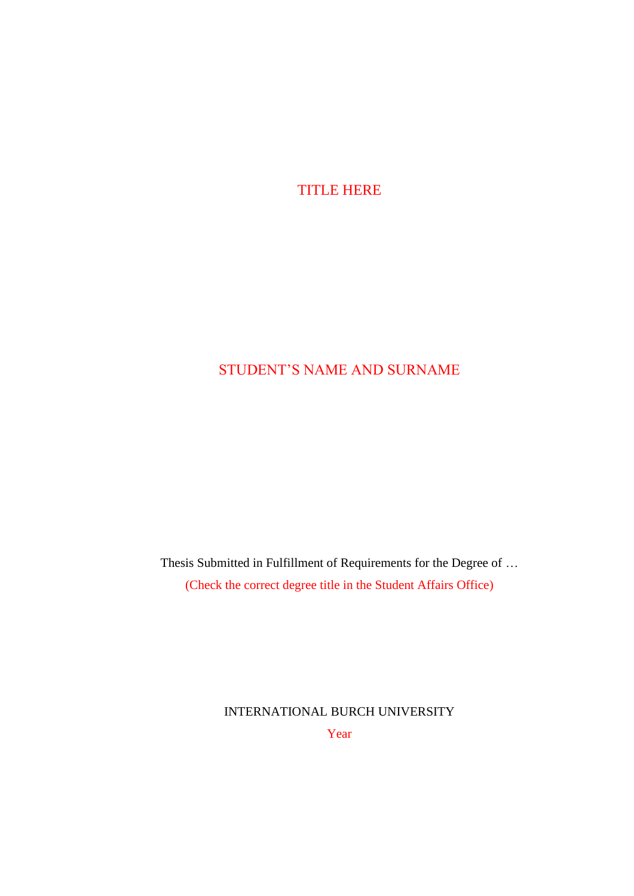TITLE HERE

STUDENT’S NAME AND SURNAME

Thesis Submitted in Fulfillment of Requirements for the Degree of …

(Check the correct degree title in the Student Affairs Office)

INTERNATIONAL BURCH UNIVERSITY

Year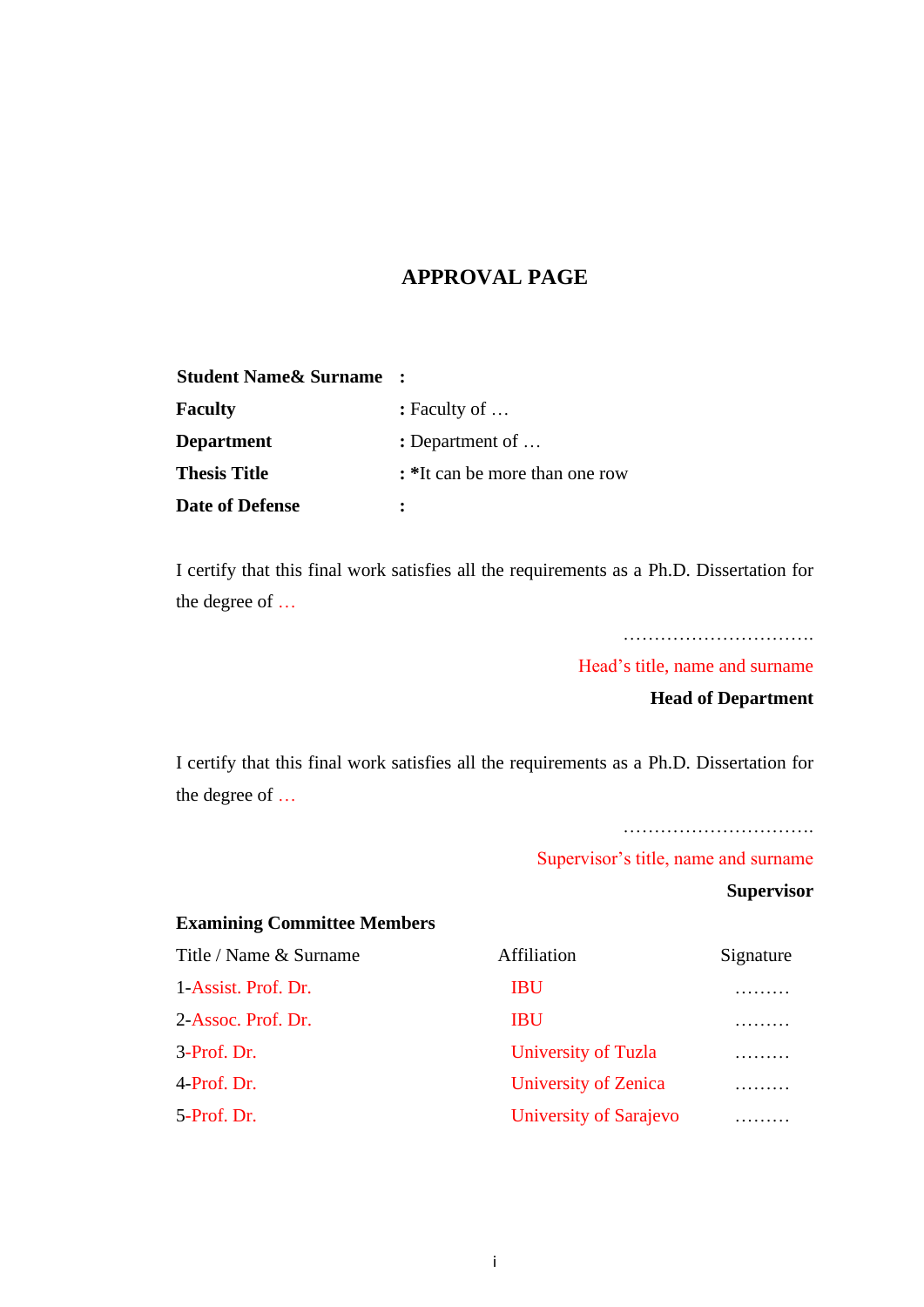# APPROVAL PAGE

| | |
|---|---|
| **Student Name& Surname** | **:** |
| **Faculty** | **:** Faculty of … |
| **Department** | **:** Department of … |
| **Thesis Title** | **:** *It can be more than one row |
| **Date of Defense** | **:** |

I certify that this final work satisfies all the requirements as a Ph.D. Dissertation for the degree of …

…………………………..

Head's title, name and surname

**Head of Department**

I certify that this final work satisfies all the requirements as a Ph.D. Dissertation for the degree of …

…………………………..

Supervisor's title, name and surname

**Supervisor**

**Examining Committee Members**

| Title / Name & Surname | Affiliation | Signature |
|---|---|---|
| 1-Assist. Prof. Dr. | IBU | ……… |
| 2-Assoc. Prof. Dr. | IBU | ……… |
| 3-Prof. Dr. | University of Tuzla | ……… |
| 4-Prof. Dr. | University of Zenica | ……… |
| 5-Prof. Dr. | University of Sarajevo | ……… |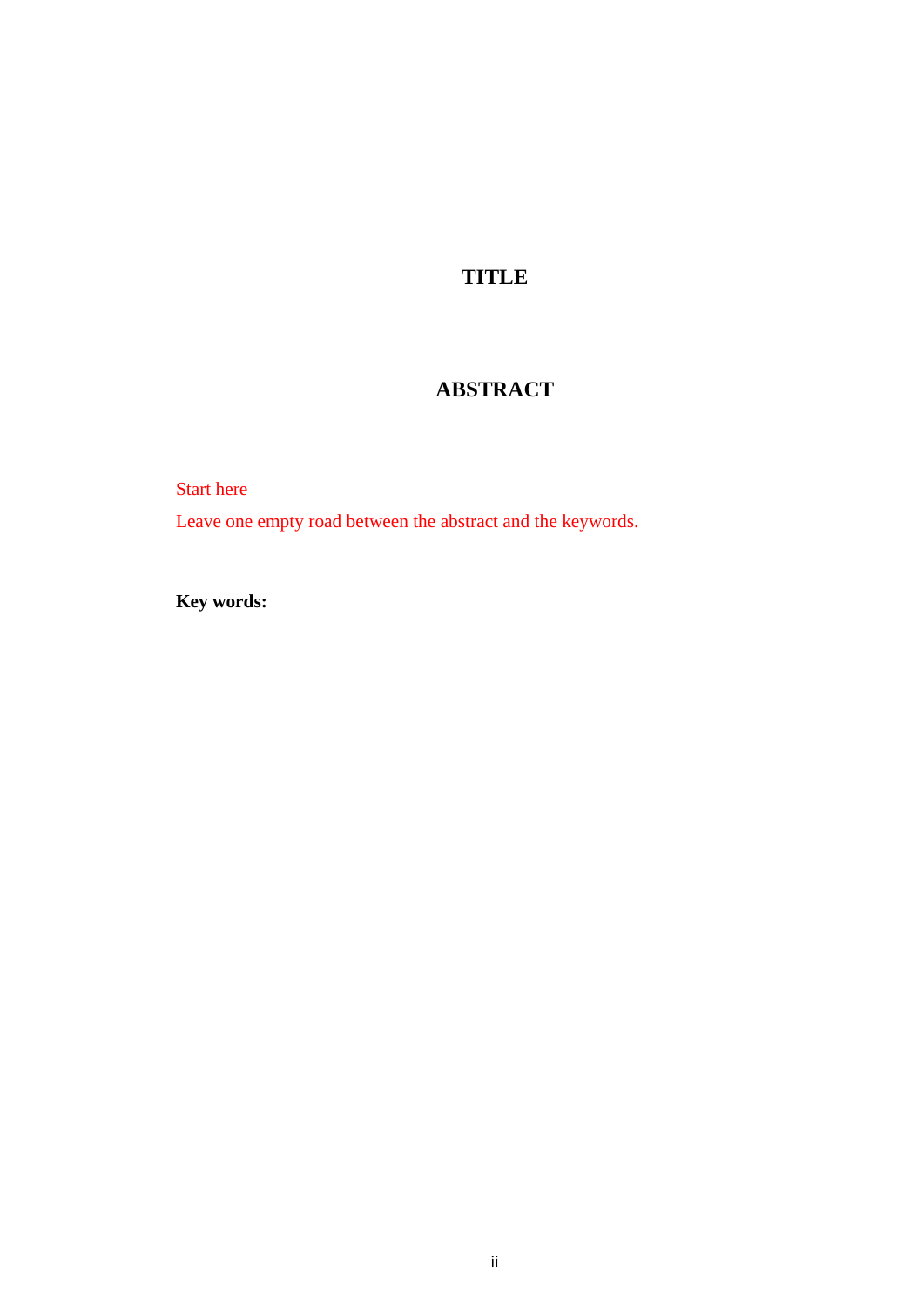# TITLE

## ABSTRACT

Start here

Leave one empty road between the abstract and the keywords.

**Key words:**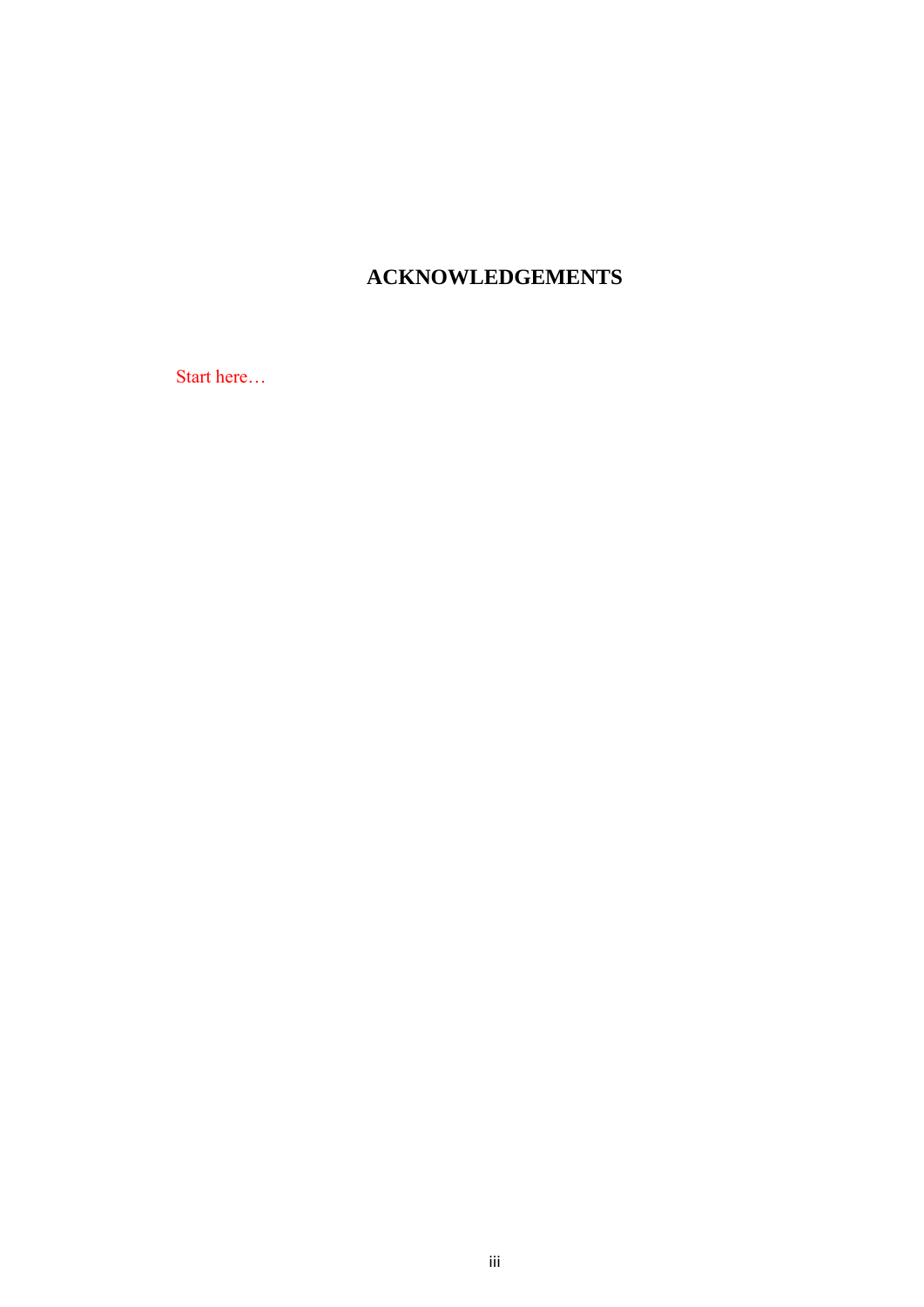# ACKNOWLEDGEMENTS

Start here…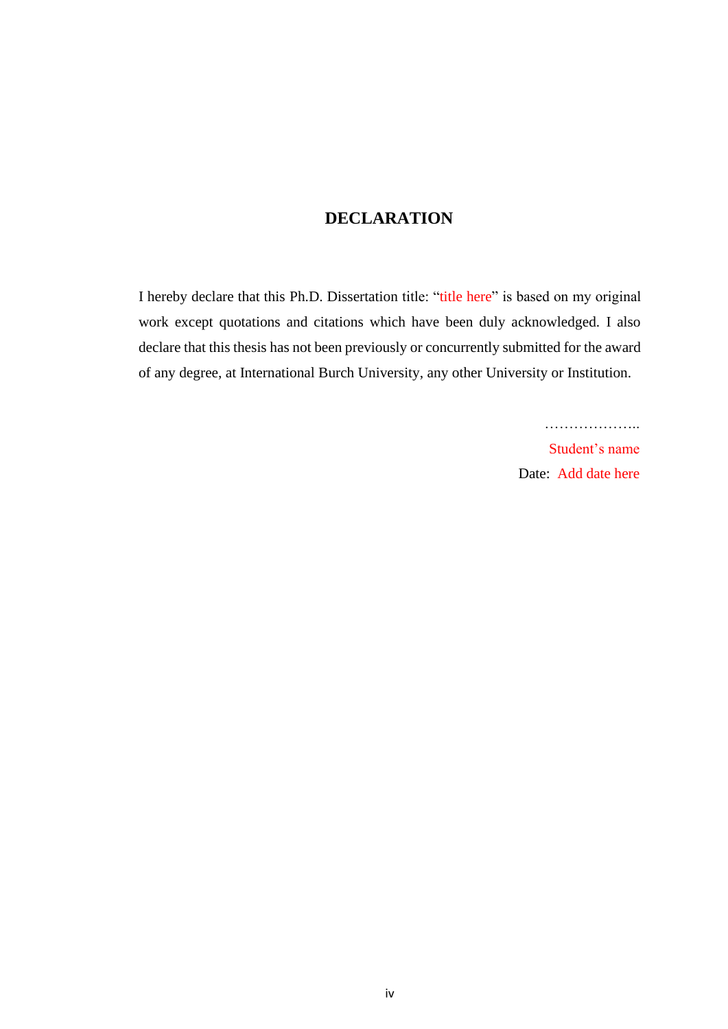# DECLARATION

I hereby declare that this Ph.D. Dissertation title: "title here" is based on my original work except quotations and citations which have been duly acknowledged. I also declare that this thesis has not been previously or concurrently submitted for the award of any degree, at International Burch University, any other University or Institution.

………………..

Student's name

Date: Add date here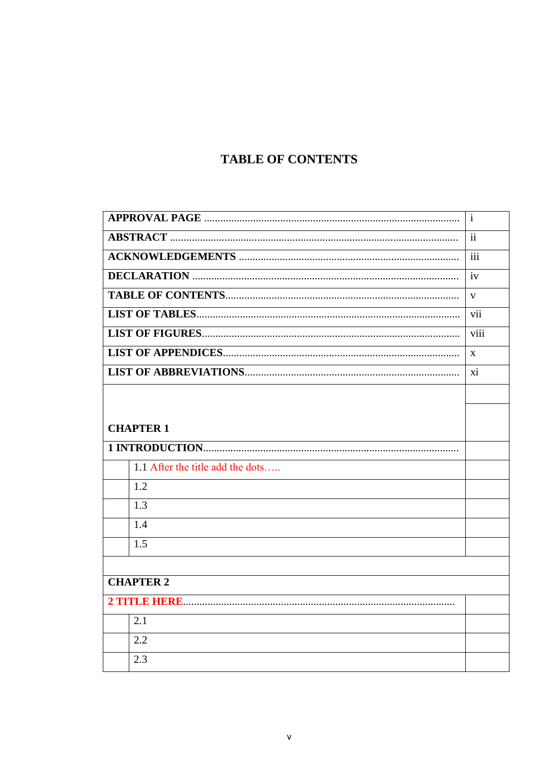# TABLE OF CONTENTS

| | | |
|---|---|---|
| **APPROVAL PAGE** ........................................................................................ | | i |
| **ABSTRACT** ................................................................................................ | | ii |
| **ACKNOWLEDGEMENTS** ............................................................................. | | iii |
| **DECLARATION** .......................................................................................... | | iv |
| **TABLE OF CONTENTS**.................................................................................. | | v |
| **LIST OF TABLES**.......................................................................................... | | vii |
| **LIST OF FIGURES**......................................................................................... | | viii |
| **LIST OF APPENDICES**.................................................................................. | | x |
| **LIST OF ABBREVIATIONS**............................................................................ | | xi |
| | | |
| **CHAPTER 1** | | |
| **1 INTRODUCTION**.......................................................................................... | | |
| | 1.1 After the title add the dots….. | |
| | 1.2 | |
| | 1.3 | |
| | 1.4 | |
| | 1.5 | |
| | | |
| **CHAPTER 2** | | |
| **2 TITLE HERE**................................................................................................. | | |
| | 2.1 | |
| | 2.2 | |
| | 2.3 | |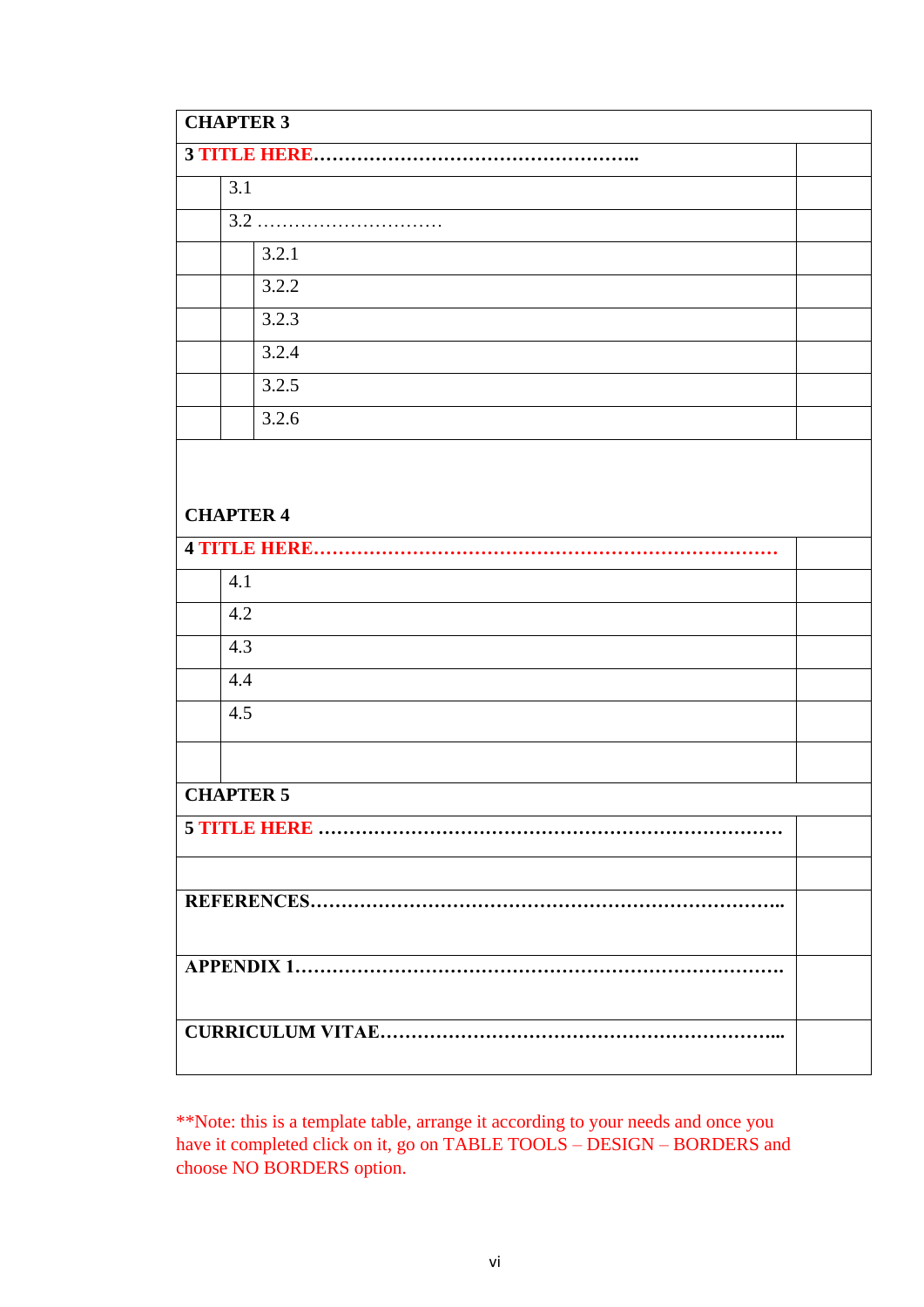| **CHAPTER 3** | | | |
|---|---|---|---|
| **3 TITLE HERE……………………………………………..** | | | |
| | 3.1 | | |
| | 3.2 ………………………… | | |
| | | 3.2.1 | |
| | | 3.2.2 | |
| | | 3.2.3 | |
| | | 3.2.4 | |
| | | 3.2.5 | |
| | | 3.2.6 | |
| **CHAPTER 4** | | | |
| **4 TITLE HERE……………………………………………………………….** | | | |
| | 4.1 | | |
| | 4.2 | | |
| | 4.3 | | |
| | 4.4 | | |
| | 4.5 | | |
| | | | |
| **CHAPTER 5** | | | |
| **5 TITLE HERE ……………………………………………………………….** | | | |
| | | | |
| **REFERENCES………………………………………………………………..** | | | |
| **APPENDIX 1…………………………………………………………………** | | | |
| **CURRICULUM VITAE………………………………………………………...** | | | |

**Note: this is a template table, arrange it according to your needs and once you have it completed click on it, go on TABLE TOOLS – DESIGN – BORDERS and choose NO BORDERS option.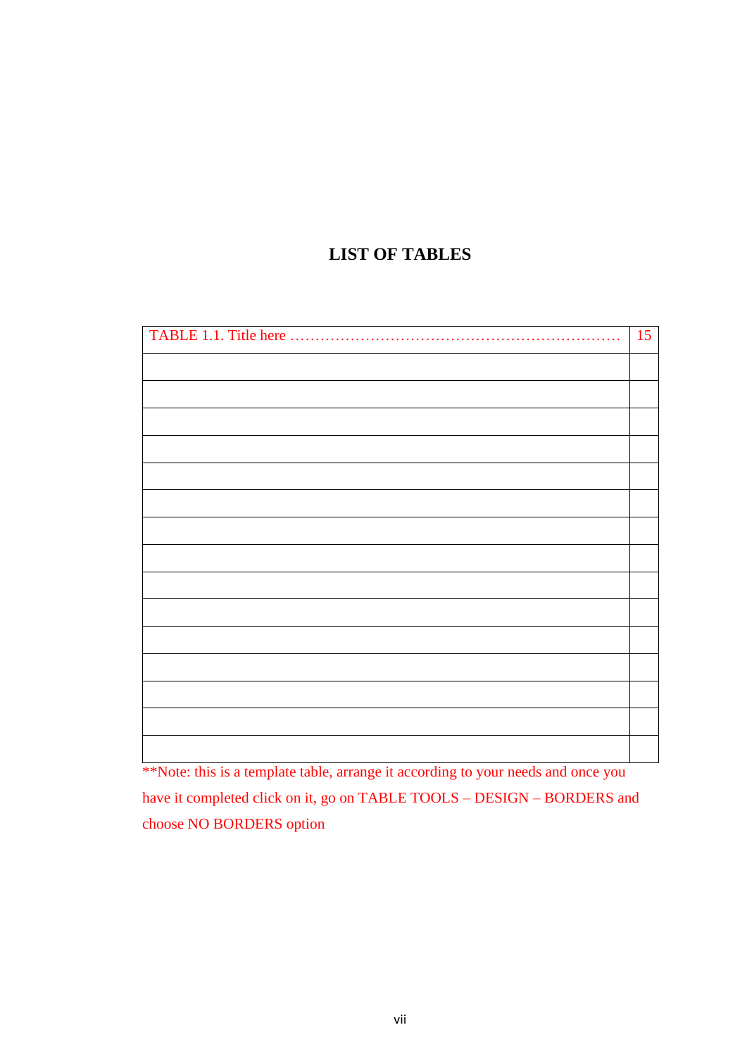# LIST OF TABLES

| TABLE 1.1. Title here ………………………………………………………… | 15 |
|---|---|
| | |
| | |
| | |
| | |
| | |
| | |
| | |
| | |
| | |
| | |
| | |
| | |
| | |
| | |
| | |

**Note: this is a template table, arrange it according to your needs and once you have it completed click on it, go on TABLE TOOLS – DESIGN – BORDERS and choose NO BORDERS option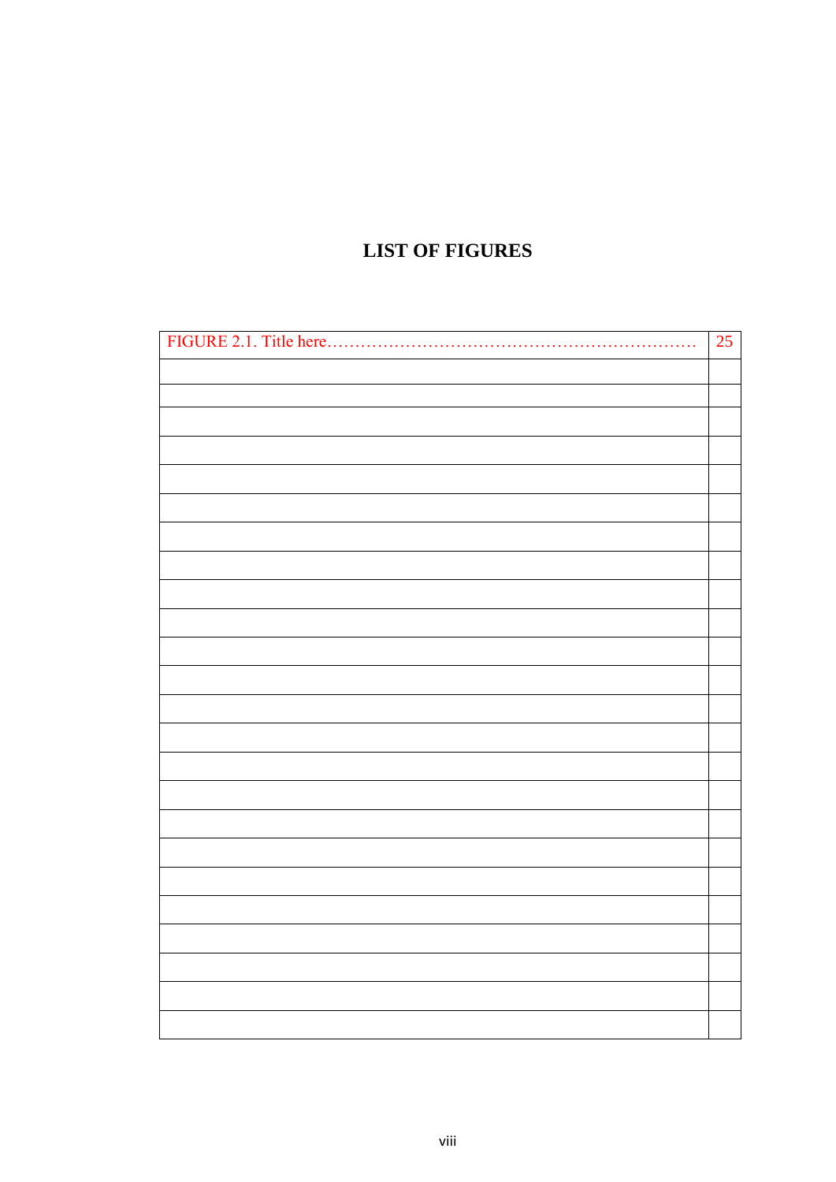# LIST OF FIGURES

| | |
|---|---|
| FIGURE 2.1. Title here………………………………………………………… | 25 |
| | |
| | |
| | |
| | |
| | |
| | |
| | |
| | |
| | |
| | |
| | |
| | |
| | |
| | |
| | |
| | |
| | |
| | |
| | |
| | |
| | |
| | |
| | |
| | |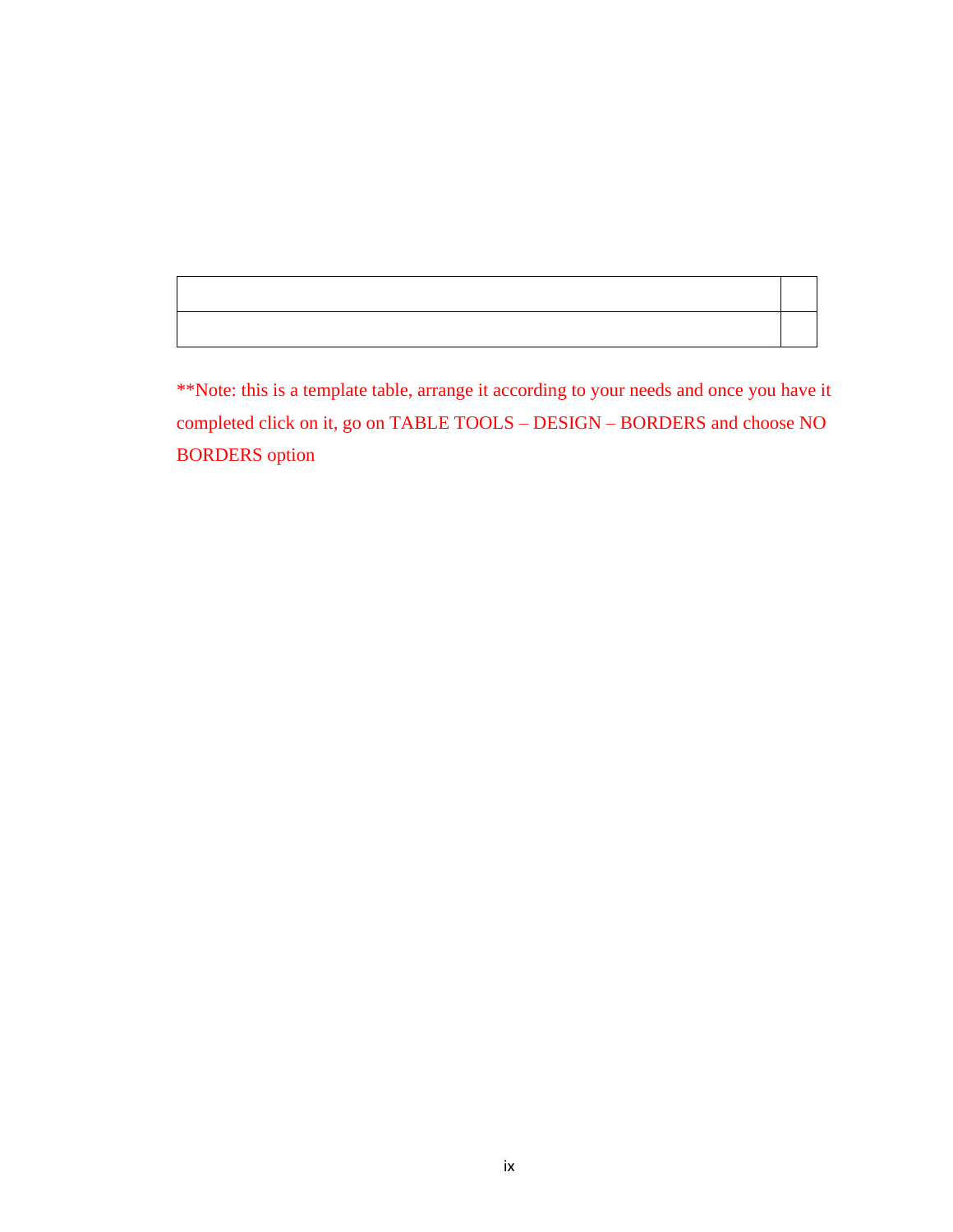| | |
|---|---|
| | |

**Note: this is a template table, arrange it according to your needs and once you have it completed click on it, go on TABLE TOOLS – DESIGN – BORDERS and choose NO BORDERS option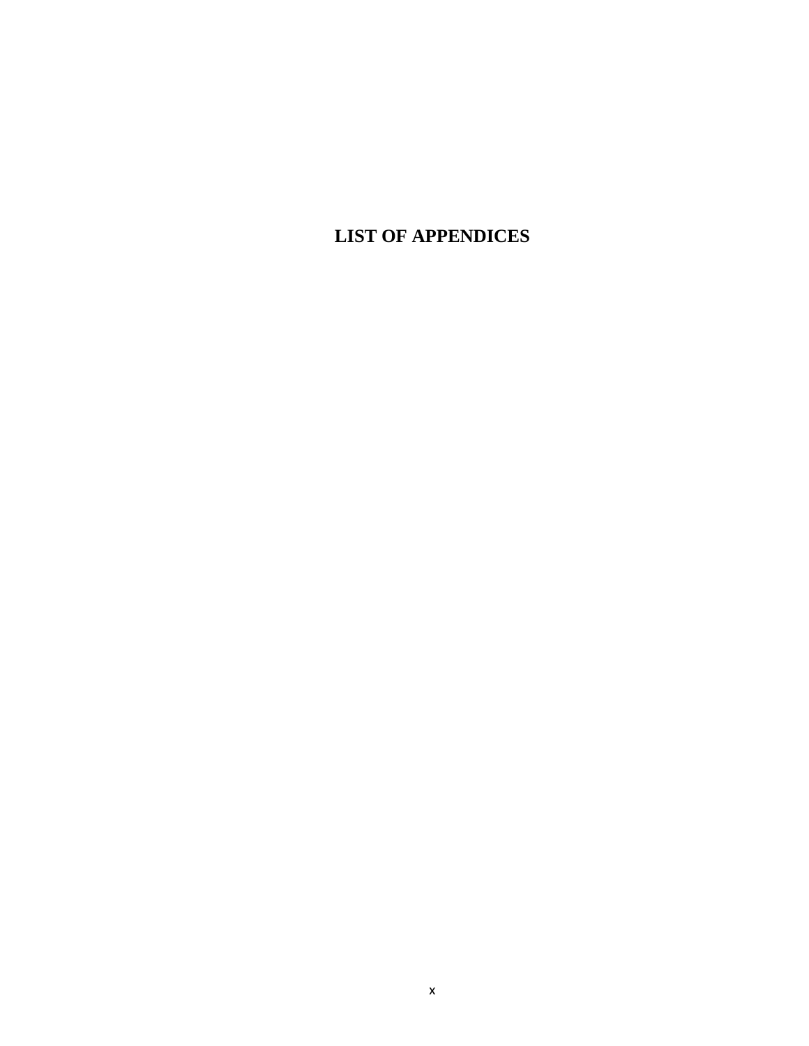# LIST OF APPENDICES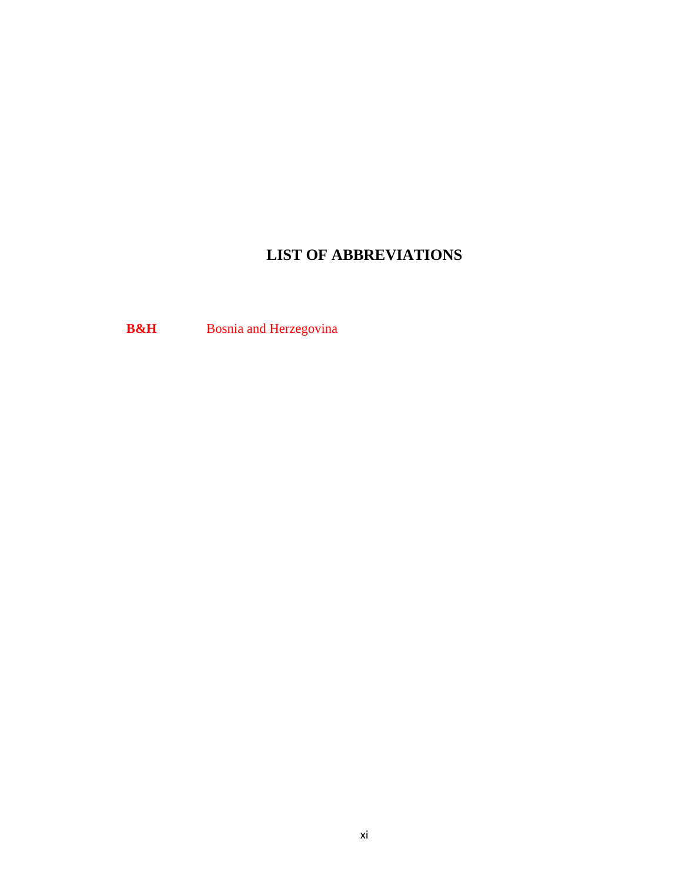# LIST OF ABBREVIATIONS

| | |
|---|---|
| **B&H** | Bosnia and Herzegovina |